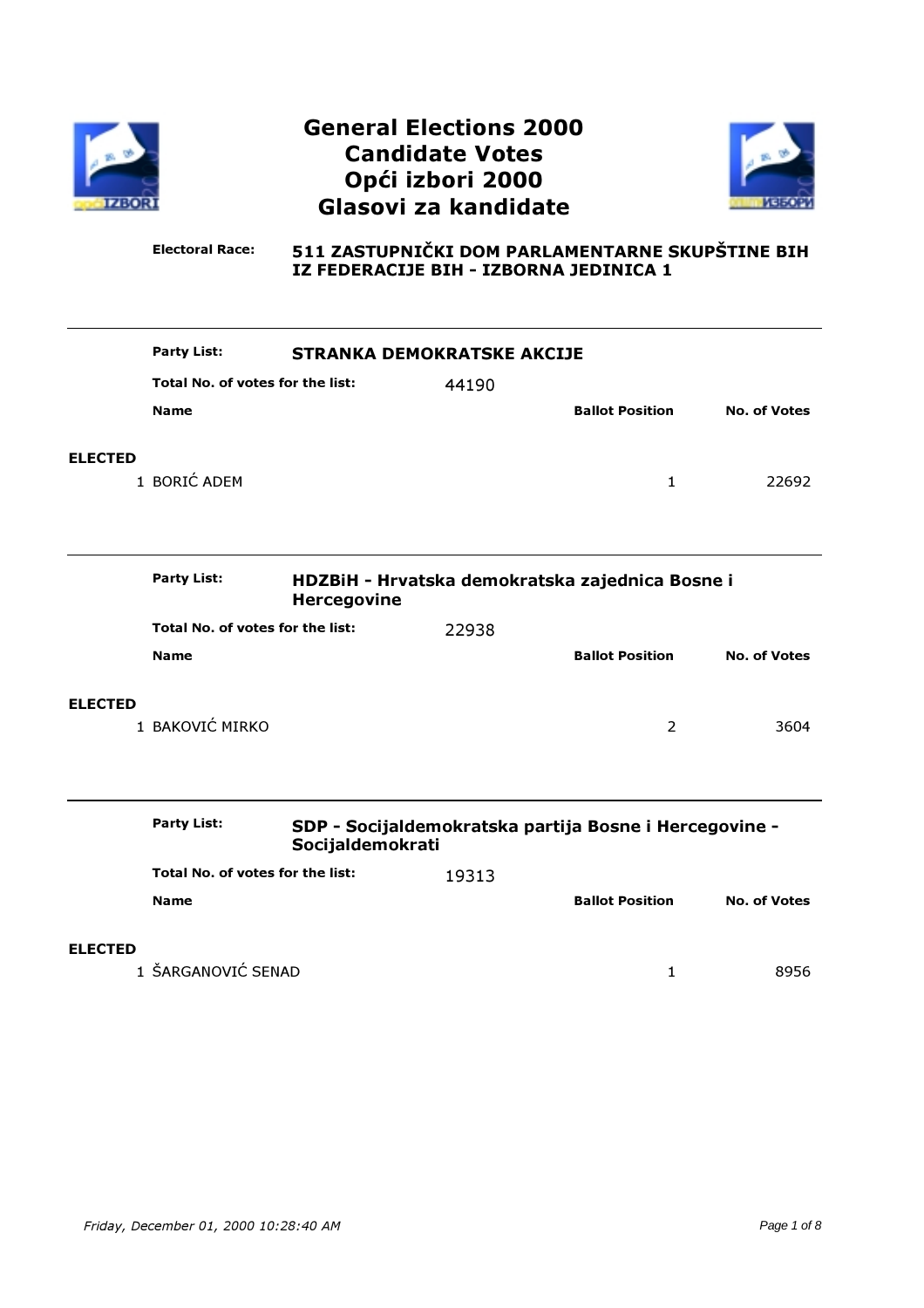# General Elections 2000
# Candidate Votes
# Opći izbori 2000
# Glasovi za kandidate

**Electoral Race:** **511 ZASTUPNIČKI DOM PARLAMENTARNE SKUPŠTINE BIH IZ FEDERACIJE BIH - IZBORNA JEDINICA 1**

---

**Party List:** **STRANKA DEMOKRATSKE AKCIJE**

**Total No. of votes for the list:** 44190

| | Name | Ballot Position | No. of Votes |
|---|---|---|---|
| **ELECTED** | | | |
| 1 | BORIĆ ADEM | 1 | 22692 |

---

**Party List:** **HDZBiH - Hrvatska demokratska zajednica Bosne i Hercegovine**

**Total No. of votes for the list:** 22938

| | Name | Ballot Position | No. of Votes |
|---|---|---|---|
| **ELECTED** | | | |
| 1 | BAKOVIĆ MIRKO | 2 | 3604 |

---

**Party List:** **SDP - Socijaldemokratska partija Bosne i Hercegovine - Socijaldemokrati**

**Total No. of votes for the list:** 19313

| | Name | Ballot Position | No. of Votes |
|---|---|---|---|
| **ELECTED** | | | |
| 1 | ŠARGANOVIĆ SENAD | 1 | 8956 |

*Friday, December 01, 2000 10:28:40 AM*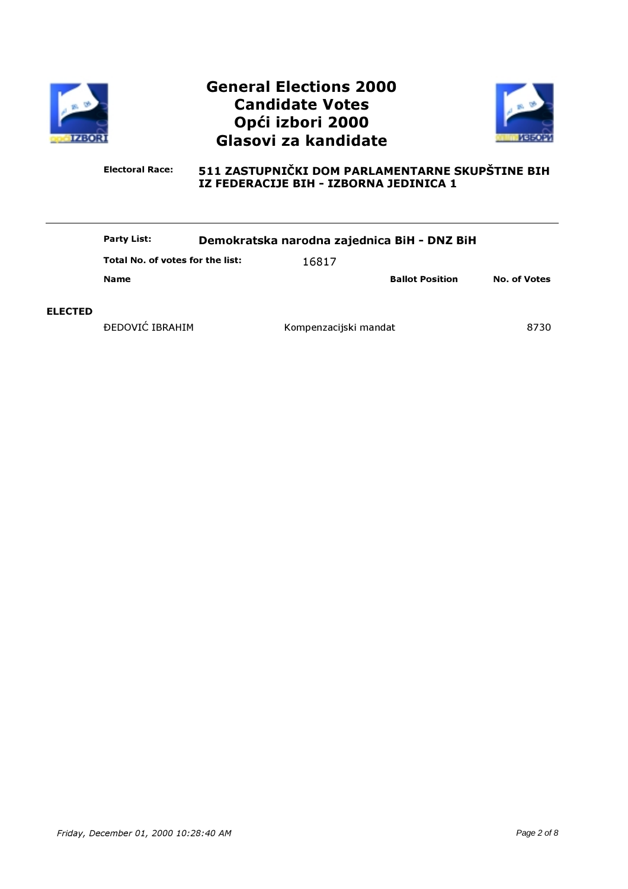# General Elections 2000
# Candidate Votes
# Opći izbori 2000
# Glasovi za kandidate

**Electoral Race:** **511 ZASTUPNIČKI DOM PARLAMENTARNE SKUPŠTINE BIH IZ FEDERACIJE BIH - IZBORNA JEDINICA 1**

---

**Party List:** **Demokratska narodna zajednica BiH - DNZ BiH**

**Total No. of votes for the list:** 16817

| | Name | Ballot Position | No. of Votes |
|---|---|---|---|
| **ELECTED** | | | |
| | ĐEDOVIĆ IBRAHIM | Kompenzacijski mandat | 8730 |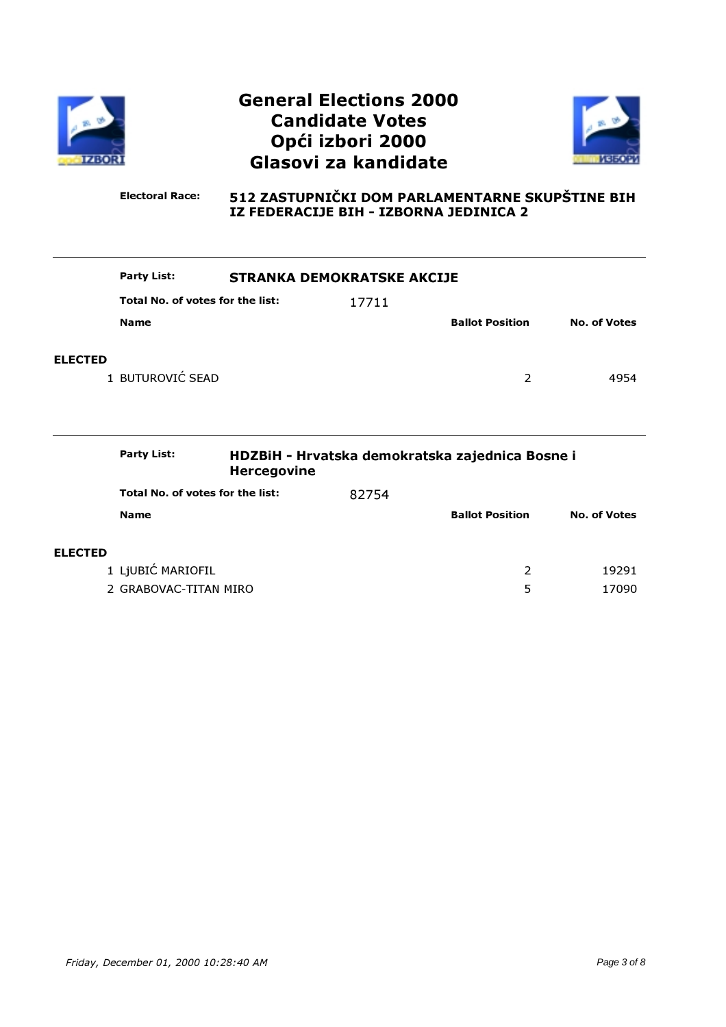# General Elections 2000
# Candidate Votes
# Opći izbori 2000
# Glasovi za kandidate

**Electral Race:** **512 ZASTUPNIČKI DOM PARLAMENTARNE SKUPŠTINE BIH IZ FEDERACIJE BIH - IZBORNA JEDINICA 2**

---

**Party List:** **STRANKA DEMOKRATSKE AKCIJE**

**Total No. of votes for the list:** 17711

| | Name | Ballot Position | No. of Votes |
|---|---|---|---|
| **ELECTED** | | | |
| 1 | BUTUROVIĆ SEAD | 2 | 4954 |

---

**Party List:** **HDZBiH - Hrvatska demokratska zajednica Bosne i Hercegovine**

**Total No. of votes for the list:** 82754

| | Name | Ballot Position | No. of Votes |
|---|---|---|---|
| **ELECTED** | | | |
| 1 | LjUBIĆ MARIOFIL | 2 | 19291 |
| 2 | GRABOVAC-TITAN MIRO | 5 | 17090 |

*Friday, December 01, 2000 10:28:40 AM*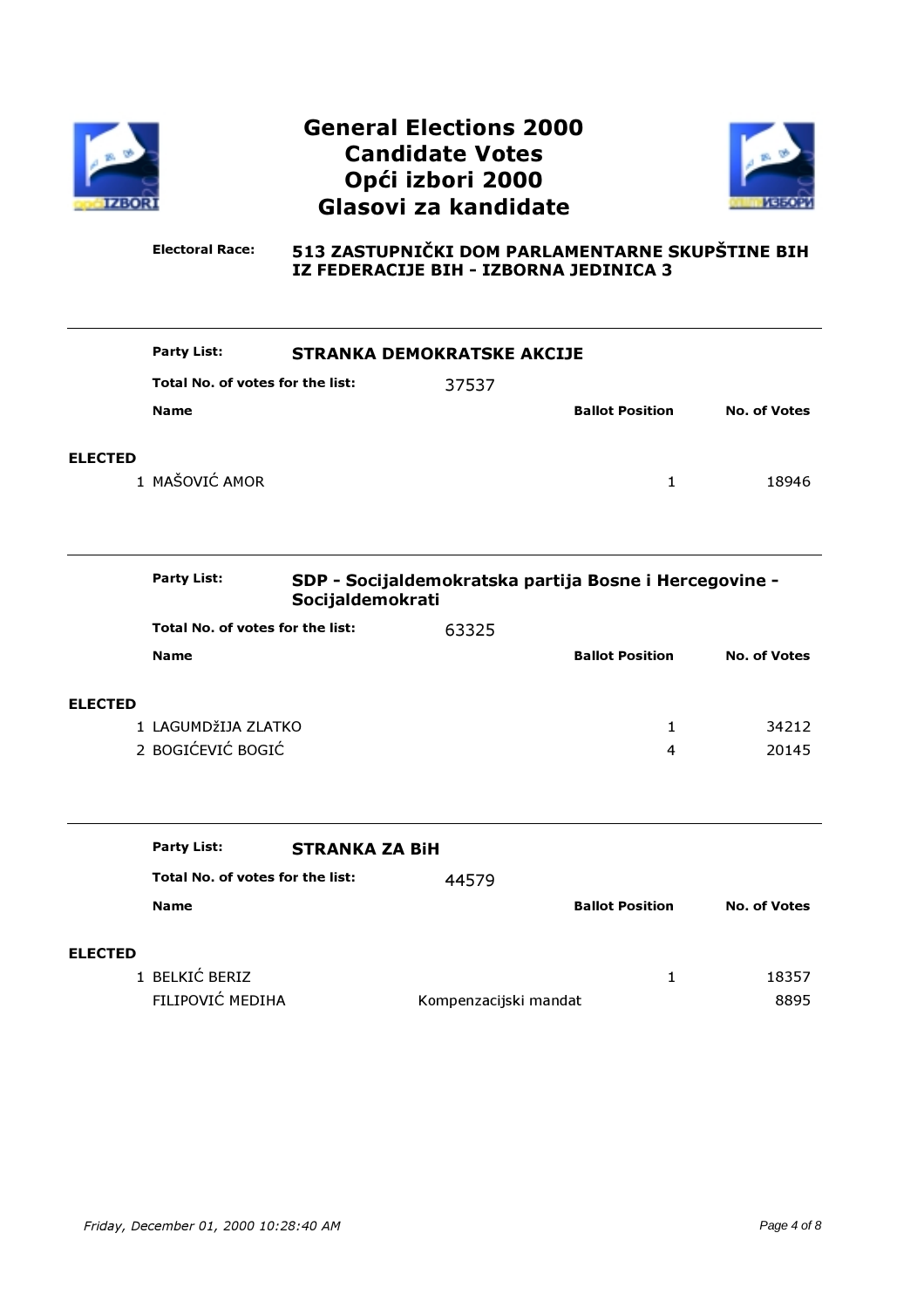# General Elections 2000
# Candidate Votes
# Opći izbori 2000
# Glasovi za kandidate

**Electral Race:** **513 ZASTUPNIČKI DOM PARLAMENTARNE SKUPŠTINE BIH IZ FEDERACIJE BIH - IZBORNA JEDINICA 3**

---

**Party List:** **STRANKA DEMOKRATSKE AKCIJE**

**Total No. of votes for the list:** 37537

| | Name | | Ballot Position | No. of Votes |
|---|---|---|---|---|
| **ELECTED** | | | | |
| 1 | MAŠOVIĆ AMOR | | 1 | 18946 |

---

**Party List:** **SDP - Socijaldemokratska partija Bosne i Hercegovine - Socijaldemokrati**

**Total No. of votes for the list:** 63325

| | Name | | Ballot Position | No. of Votes |
|---|---|---|---|---|
| **ELECTED** | | | | |
| 1 | LAGUMDžIJA ZLATKO | | 1 | 34212 |
| 2 | BOGIĆEVIĆ BOGIĆ | | 4 | 20145 |

---

**Party List:** **STRANKA ZA BiH**

**Total No. of votes for the list:** 44579

| | Name | | Ballot Position | No. of Votes |
|---|---|---|---|---|
| **ELECTED** | | | | |
| 1 | BELKIĆ BERIZ | | 1 | 18357 |
| | FILIPOVIĆ MEDIHA | Kompenzacijski mandat | | 8895 |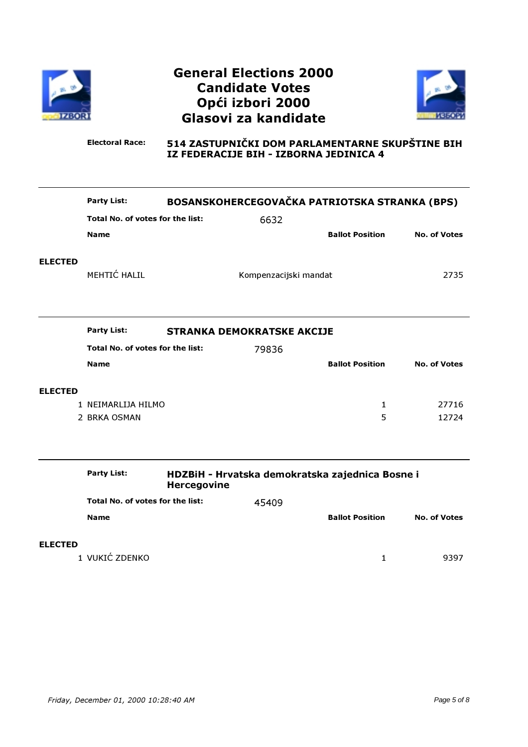# General Elections 2000
# Candidate Votes
# Opći izbori 2000
# Glasovi za kandidate

**Electoral Race:** **514 ZASTUPNIČKI DOM PARLAMENTARNE SKUPŠTINE BIH IZ FEDERACIJE BIH - IZBORNA JEDINICA 4**

---

**Party List:** **BOSANSKOHERCEGOVAČKA PATRIOTSKA STRANKA (BPS)**

**Total No. of votes for the list:** 6632

| | Name | Ballot Position | No. of Votes |
|---|---|---|---|
| **ELECTED** | | | |
| | MEHTIĆ HALIL | Kompenzacijski mandat | 2735 |

---

**Party List:** **STRANKA DEMOKRATSKE AKCIJE**

**Total No. of votes for the list:** 79836

| | Name | Ballot Position | No. of Votes |
|---|---|---|---|
| **ELECTED** | | | |
| 1 | NEIMARLIJA HILMO | 1 | 27716 |
| 2 | BRKA OSMAN | 5 | 12724 |

---

**Party List:** **HDZBiH - Hrvatska demokratska zajednica Bosne i Hercegovine**

**Total No. of votes for the list:** 45409

| | Name | Ballot Position | No. of Votes |
|---|---|---|---|
| **ELECTED** | | | |
| 1 | VUKIĆ ZDENKO | 1 | 9397 |

*Friday, December 01, 2000 10:28:40 AM*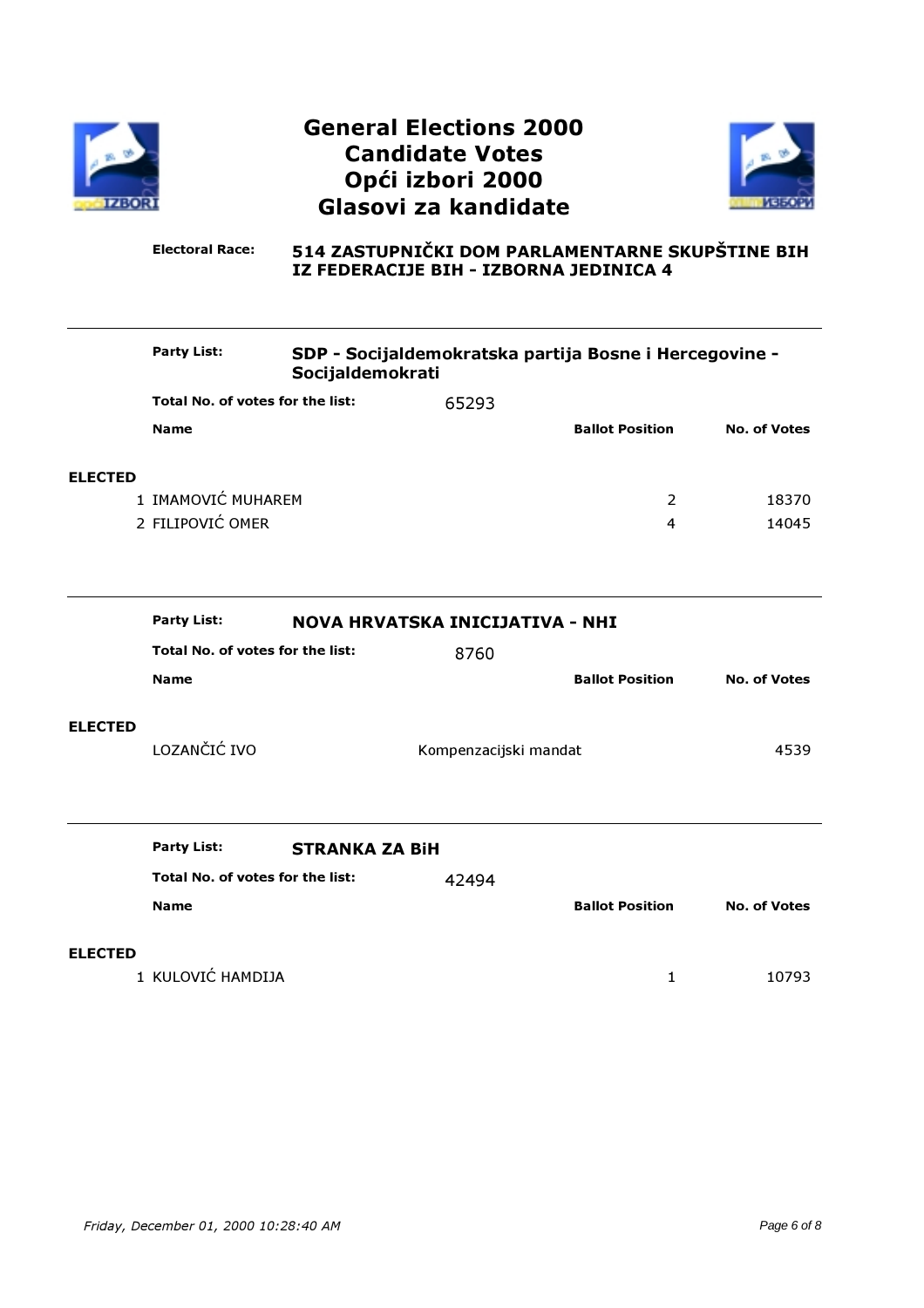# General Elections 2000
# Candidate Votes
# Opći izbori 2000
# Glasovi za kandidate

**Electoral Race:** **514 ZASTUPNIČKI DOM PARLAMENTARNE SKUPŠTINE BIH IZ FEDERACIJE BIH - IZBORNA JEDINICA 4**

---

**Party List:** **SDP - Socijaldemokratska partija Bosne i Hercegovine - Socijaldemokrati**

**Total No. of votes for the list:** 65293

| | Name | Ballot Position | No. of Votes |
|---|---|---|---|
| **ELECTED** | | | |
| 1 | IMAMOVIĆ MUHAREM | 2 | 18370 |
| 2 | FILIPOVIĆ OMER | 4 | 14045 |

---

**Party List:** **NOVA HRVATSKA INICIJATIVA - NHI**

**Total No. of votes for the list:** 8760

| | Name | Ballot Position | No. of Votes |
|---|---|---|---|
| **ELECTED** | | | |
| | LOZANČIĆ IVO | Kompenzacijski mandat | 4539 |

---

**Party List:** **STRANKA ZA BiH**

**Total No. of votes for the list:** 42494

| | Name | Ballot Position | No. of Votes |
|---|---|---|---|
| **ELECTED** | | | |
| 1 | KULOVIĆ HAMDIJA | 1 | 10793 |

*Friday, December 01, 2000 10:28:40 AM*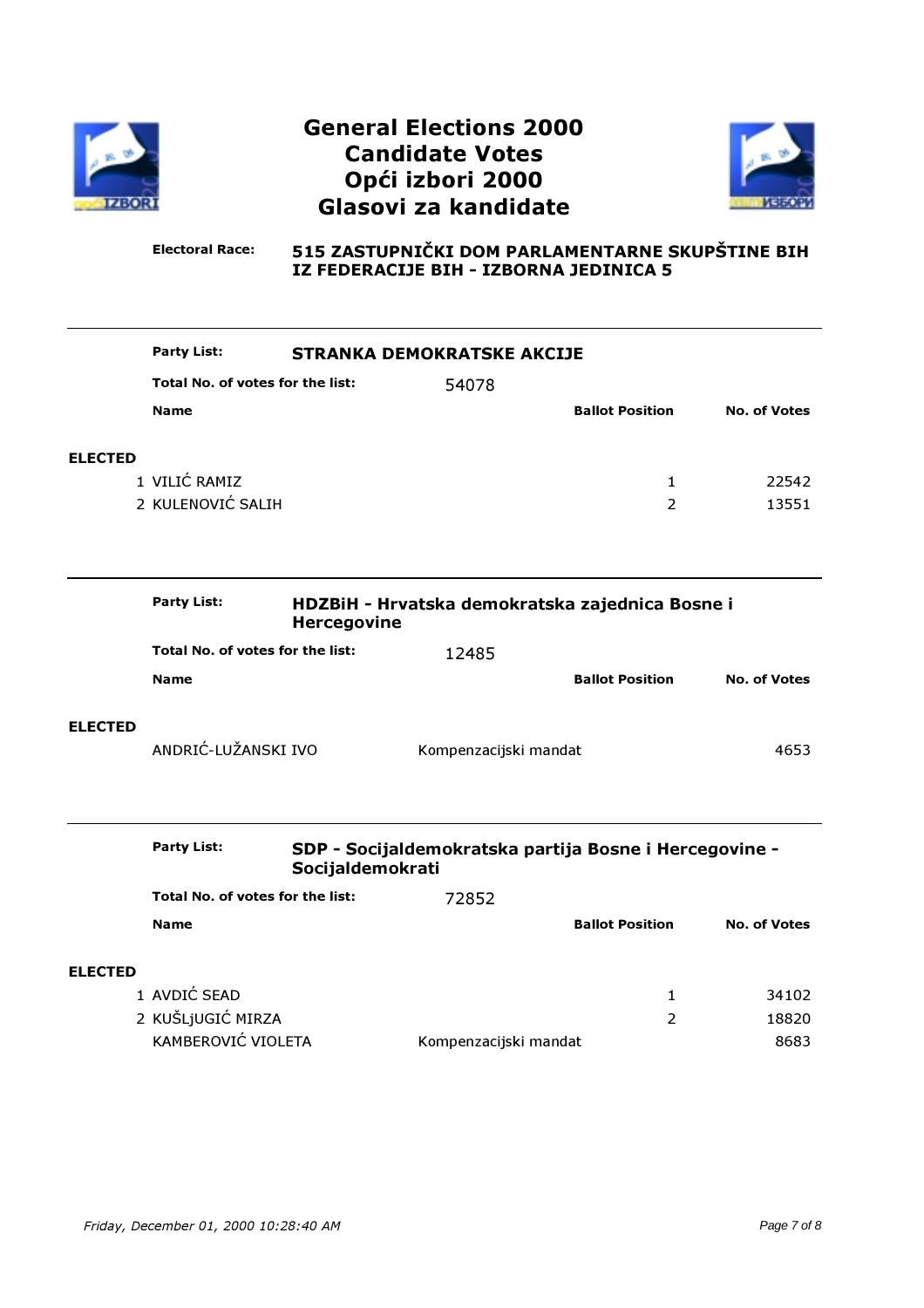# General Elections 2000
# Candidate Votes
# Opći izbori 2000
# Glasovi za kandidate

**Electoral Race:** **515 ZASTUPNIČKI DOM PARLAMENTARNE SKUPŠTINE BIH IZ FEDERACIJE BIH - IZBORNA JEDINICA 5**

---

**Party List:** **STRANKA DEMOKRATSKE AKCIJE**

**Total No. of votes for the list:** 54078

| | Name | Ballot Position | No. of Votes |
|---|---|---|---|
| **ELECTED** | | | |
| 1 | VILIĆ RAMIZ | 1 | 22542 |
| 2 | KULENOVIĆ SALIH | 2 | 13551 |

---

**Party List:** **HDZBiH - Hrvatska demokratska zajednica Bosne i Hercegovine**

**Total No. of votes for the list:** 12485

| | Name | Ballot Position | No. of Votes |
|---|---|---|---|
| **ELECTED** | | | |
| | ANDRIĆ-LUŽANSKI IVO | Kompenzacijski mandat | 4653 |

---

**Party List:** **SDP - Socijaldemokratska partija Bosne i Hercegovine - Socijaldemokrati**

**Total No. of votes for the list:** 72852

| | Name | Ballot Position | No. of Votes |
|---|---|---|---|
| **ELECTED** | | | |
| 1 | AVDIĆ SEAD | 1 | 34102 |
| 2 | KUŠLjUGIĆ MIRZA | 2 | 18820 |
| | KAMBEROVIĆ VIOLETA | Kompenzacijski mandat | 8683 |

*Friday, December 01, 2000 10:28:40 AM*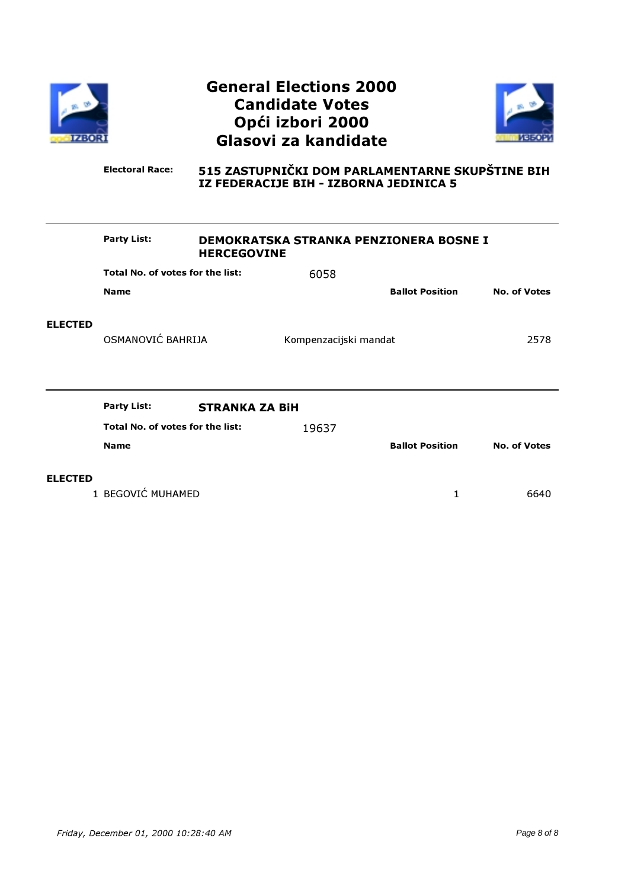# General Elections 2000
# Candidate Votes
# Opći izbori 2000
# Glasovi za kandidate

**Electoral Race:** **515 ZASTUPNIČKI DOM PARLAMENTARNE SKUPŠTINE BIH IZ FEDERACIJE BIH - IZBORNA JEDINICA 5**

---

**Party List:** **DEMOKRATSKA STRANKA PENZIONERA BOSNE I HERCEGOVINE**

**Total No. of votes for the list:** 6058

| | Name | Ballot Position | No. of Votes |
|---|---|---|---|
| **ELECTED** | | | |
| | OSMANOVIĆ BAHRIJA | Kompenzacijski mandat | 2578 |

---

**Party List:** **STRANKA ZA BiH**

**Total No. of votes for the list:** 19637

| | Name | Ballot Position | No. of Votes |
|---|---|---|---|
| **ELECTED** | | | |
| | 1 BEGOVIĆ MUHAMED | 1 | 6640 |

*Friday, December 01, 2000 10:28:40 AM*